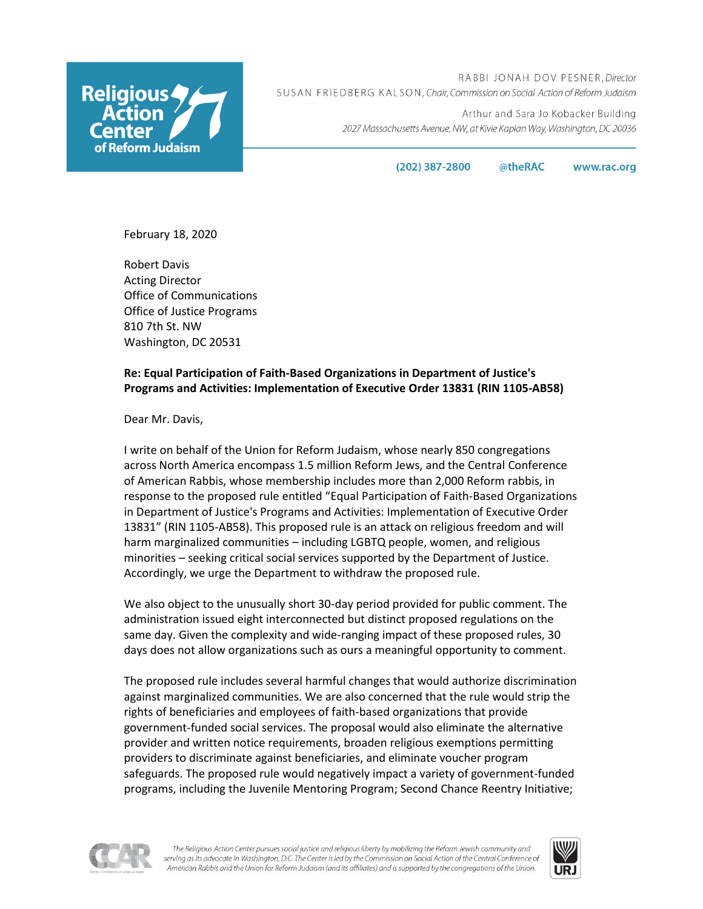**Religious Action Center of Reform Judaism**

RABBI JONAH DOV PESNER, *Director*
SUSAN FRIEDBERG KALSON, *Chair, Commission on Social Action of Reform Judaism*

Arthur and Sara Jo Kobacker Building
*2027 Massachusetts Avenue, NW, at Kivie Kaplan Way, Washington, DC 20036*

**(202) 387-2800** **@theRAC** **www.rac.org**

February 18, 2020

Robert Davis
Acting Director
Office of Communications
Office of Justice Programs
810 7th St. NW
Washington, DC 20531

**Re: Equal Participation of Faith-Based Organizations in Department of Justice's Programs and Activities: Implementation of Executive Order 13831 (RIN 1105-AB58)**

Dear Mr. Davis,

I write on behalf of the Union for Reform Judaism, whose nearly 850 congregations across North America encompass 1.5 million Reform Jews, and the Central Conference of American Rabbis, whose membership includes more than 2,000 Reform rabbis, in response to the proposed rule entitled "Equal Participation of Faith-Based Organizations in Department of Justice's Programs and Activities: Implementation of Executive Order 13831" (RIN 1105-AB58). This proposed rule is an attack on religious freedom and will harm marginalized communities – including LGBTQ people, women, and religious minorities – seeking critical social services supported by the Department of Justice. Accordingly, we urge the Department to withdraw the proposed rule.

We also object to the unusually short 30-day period provided for public comment. The administration issued eight interconnected but distinct proposed regulations on the same day. Given the complexity and wide-ranging impact of these proposed rules, 30 days does not allow organizations such as ours a meaningful opportunity to comment.

The proposed rule includes several harmful changes that would authorize discrimination against marginalized communities. We are also concerned that the rule would strip the rights of beneficiaries and employees of faith-based organizations that provide government-funded social services. The proposal would also eliminate the alternative provider and written notice requirements, broaden religious exemptions permitting providers to discriminate against beneficiaries, and eliminate voucher program safeguards. The proposed rule would negatively impact a variety of government-funded programs, including the Juvenile Mentoring Program; Second Chance Reentry Initiative;

*The Religious Action Center pursues social justice and religious liberty by mobilizing the Reform Jewish community and serving as its advocate in Washington, D.C. The Center is led by the Commission on Social Action of the Central Conference of American Rabbis and the Union for Reform Judaism (and its affiliates) and is supported by the congregations of the Union.*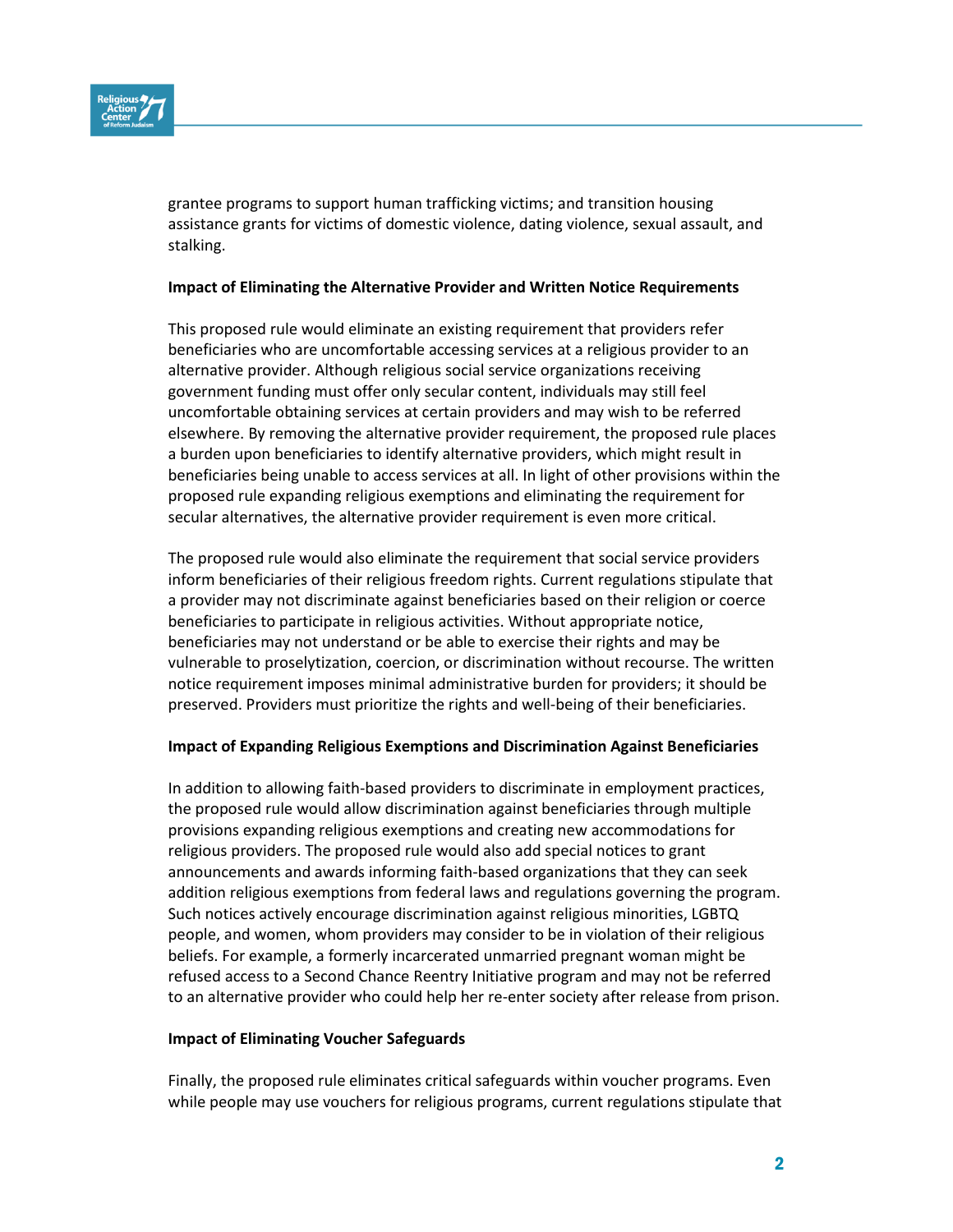grantee programs to support human trafficking victims; and transition housing assistance grants for victims of domestic violence, dating violence, sexual assault, and stalking.

**Impact of Eliminating the Alternative Provider and Written Notice Requirements**

This proposed rule would eliminate an existing requirement that providers refer beneficiaries who are uncomfortable accessing services at a religious provider to an alternative provider. Although religious social service organizations receiving government funding must offer only secular content, individuals may still feel uncomfortable obtaining services at certain providers and may wish to be referred elsewhere. By removing the alternative provider requirement, the proposed rule places a burden upon beneficiaries to identify alternative providers, which might result in beneficiaries being unable to access services at all. In light of other provisions within the proposed rule expanding religious exemptions and eliminating the requirement for secular alternatives, the alternative provider requirement is even more critical.

The proposed rule would also eliminate the requirement that social service providers inform beneficiaries of their religious freedom rights. Current regulations stipulate that a provider may not discriminate against beneficiaries based on their religion or coerce beneficiaries to participate in religious activities. Without appropriate notice, beneficiaries may not understand or be able to exercise their rights and may be vulnerable to proselytization, coercion, or discrimination without recourse. The written notice requirement imposes minimal administrative burden for providers; it should be preserved. Providers must prioritize the rights and well-being of their beneficiaries.

**Impact of Expanding Religious Exemptions and Discrimination Against Beneficiaries**

In addition to allowing faith-based providers to discriminate in employment practices, the proposed rule would allow discrimination against beneficiaries through multiple provisions expanding religious exemptions and creating new accommodations for religious providers. The proposed rule would also add special notices to grant announcements and awards informing faith-based organizations that they can seek addition religious exemptions from federal laws and regulations governing the program. Such notices actively encourage discrimination against religious minorities, LGBTQ people, and women, whom providers may consider to be in violation of their religious beliefs. For example, a formerly incarcerated unmarried pregnant woman might be refused access to a Second Chance Reentry Initiative program and may not be referred to an alternative provider who could help her re-enter society after release from prison.

**Impact of Eliminating Voucher Safeguards**

Finally, the proposed rule eliminates critical safeguards within voucher programs. Even while people may use vouchers for religious programs, current regulations stipulate that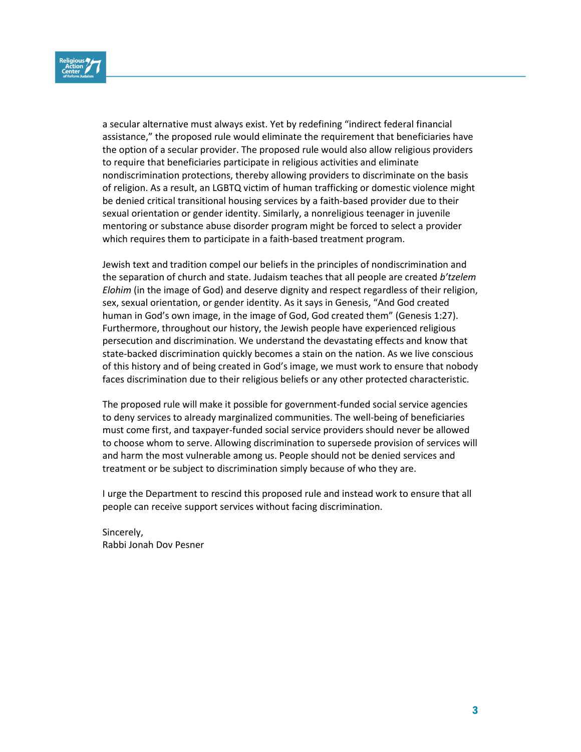a secular alternative must always exist. Yet by redefining "indirect federal financial assistance," the proposed rule would eliminate the requirement that beneficiaries have the option of a secular provider. The proposed rule would also allow religious providers to require that beneficiaries participate in religious activities and eliminate nondiscrimination protections, thereby allowing providers to discriminate on the basis of religion. As a result, an LGBTQ victim of human trafficking or domestic violence might be denied critical transitional housing services by a faith-based provider due to their sexual orientation or gender identity. Similarly, a nonreligious teenager in juvenile mentoring or substance abuse disorder program might be forced to select a provider which requires them to participate in a faith-based treatment program.

Jewish text and tradition compel our beliefs in the principles of nondiscrimination and the separation of church and state. Judaism teaches that all people are created *b'tzelem Elohim* (in the image of God) and deserve dignity and respect regardless of their religion, sex, sexual orientation, or gender identity. As it says in Genesis, "And God created human in God's own image, in the image of God, God created them" (Genesis 1:27). Furthermore, throughout our history, the Jewish people have experienced religious persecution and discrimination. We understand the devastating effects and know that state-backed discrimination quickly becomes a stain on the nation. As we live conscious of this history and of being created in God's image, we must work to ensure that nobody faces discrimination due to their religious beliefs or any other protected characteristic.

The proposed rule will make it possible for government-funded social service agencies to deny services to already marginalized communities. The well-being of beneficiaries must come first, and taxpayer-funded social service providers should never be allowed to choose whom to serve. Allowing discrimination to supersede provision of services will and harm the most vulnerable among us. People should not be denied services and treatment or be subject to discrimination simply because of who they are.

I urge the Department to rescind this proposed rule and instead work to ensure that all people can receive support services without facing discrimination.

Sincerely,
Rabbi Jonah Dov Pesner